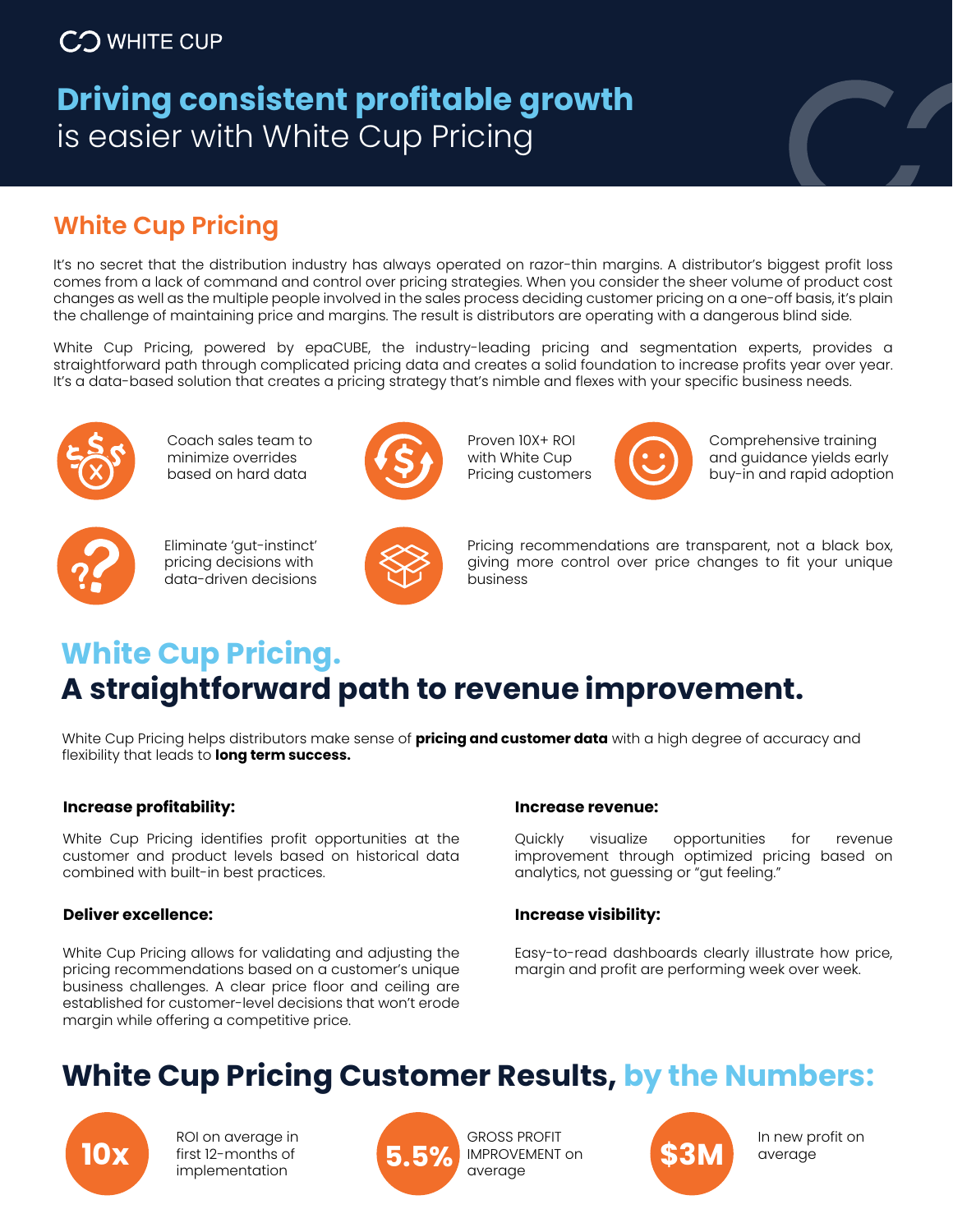WHITE CUP

# **Driving consistent profitable growth** is easier with White Cup Pricing

## White Cup Pricing

It's no secret that the distribution industry has always operated on razor-thin margins. A distributor's biggest profit loss comes from a lack of command and control over pricing strategies. When you consider the sheer volume of product cost changes as well as the multiple people involved in the sales process deciding customer pricing on a one-off basis, it's plain the challenge of maintaining price and margins. The result is distributors are operating with a dangerous blind side.

White Cup Pricing, powered by epaCUBE, the industry-leading pricing and segmentation experts, provides a straightforward path through complicated pricing data and creates a solid foundation to increase profits year over year. It's a data-based solution that creates a pricing strategy that's nimble and flexes with your specific business needs.

- Coach sales team to minimize overrides based on hard data
- Proven 10X+ ROI with White Cup Pricing customers
- Comprehensive training and guidance yields early buy-in and rapid adoption
- Eliminate 'gut-instinct' pricing decisions with data-driven decisions
- Pricing recommendations are transparent, not a black box, giving more control over price changes to fit your unique business

## White Cup Pricing. A straightforward path to revenue improvement.

White Cup Pricing helps distributors make sense of **pricing and customer data** with a high degree of accuracy and flexibility that leads to **long term success.**

**Increase profitability:**

White Cup Pricing identifies profit opportunities at the customer and product levels based on historical data combined with built-in best practices.

**Deliver excellence:**

White Cup Pricing allows for validating and adjusting the pricing recommendations based on a customer's unique business challenges. A clear price floor and ceiling are established for customer-level decisions that won't erode margin while offering a competitive price.

**Increase revenue:**

Quickly visualize opportunities for revenue improvement through optimized pricing based on analytics, not guessing or "gut feeling."

**Increase visibility:**

Easy-to-read dashboards clearly illustrate how price, margin and profit are performing week over week.

## White Cup Pricing Customer Results, by the Numbers:

- **10x** ROI on average in first 12-months of implementation
- **5.5%** GROSS PROFIT IMPROVEMENT on average
- **$3M** In new profit on average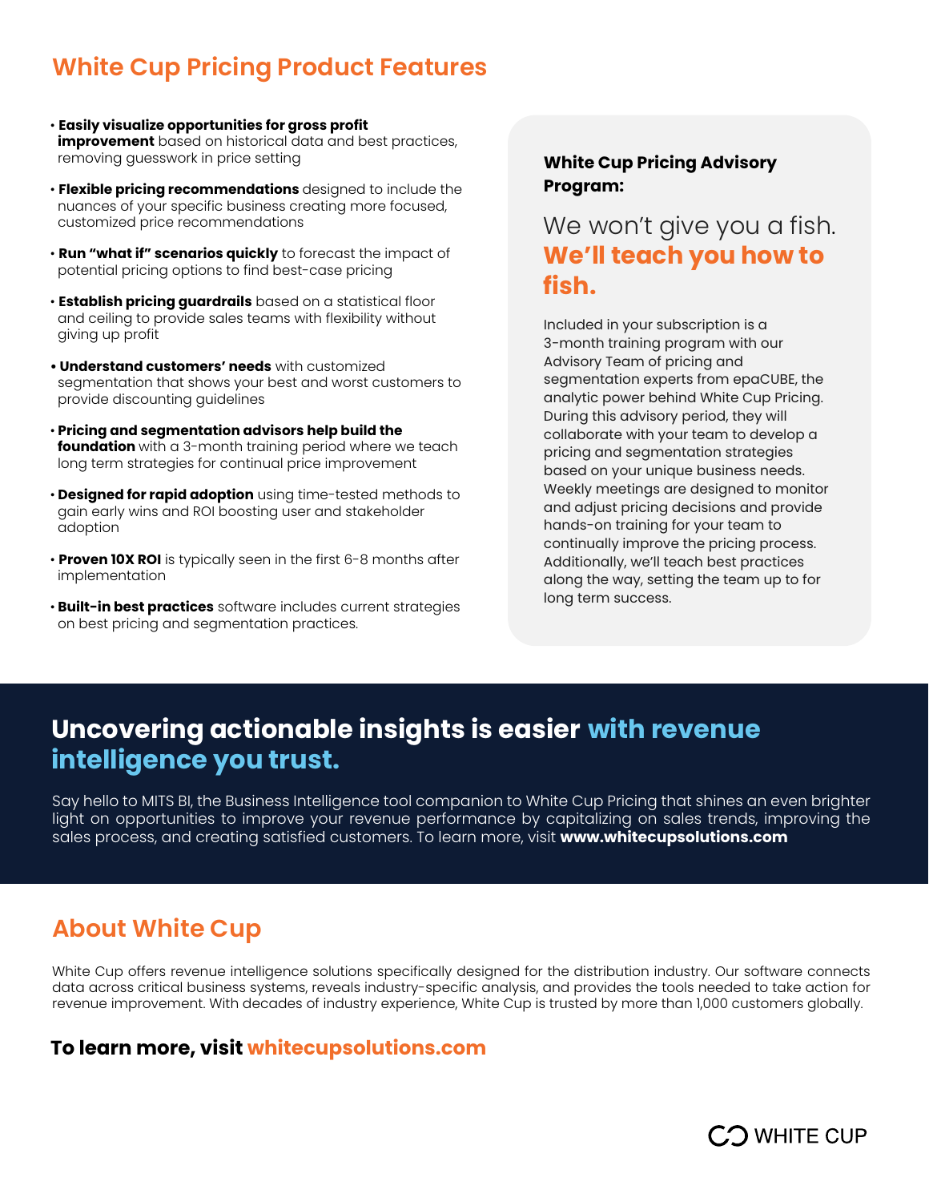## White Cup Pricing Product Features

- **Easily visualize opportunities for gross profit improvement** based on historical data and best practices, removing guesswork in price setting
- **Flexible pricing recommendations** designed to include the nuances of your specific business creating more focused, customized price recommendations
- **Run "what if" scenarios quickly** to forecast the impact of potential pricing options to find best-case pricing
- **Establish pricing guardrails** based on a statistical floor and ceiling to provide sales teams with flexibility without giving up profit
- **Understand customers' needs** with customized segmentation that shows your best and worst customers to provide discounting guidelines
- **Pricing and segmentation advisors help build the foundation** with a 3-month training period where we teach long term strategies for continual price improvement
- **Designed for rapid adoption** using time-tested methods to gain early wins and ROI boosting user and stakeholder adoption
- **Proven 10X ROI** is typically seen in the first 6-8 months after implementation
- **Built-in best practices** software includes current strategies on best pricing and segmentation practices.

**White Cup Pricing Advisory Program:**

We won't give you a fish. **We'll teach you how to fish.**

Included in your subscription is a 3-month training program with our Advisory Team of pricing and segmentation experts from epaCUBE, the analytic power behind White Cup Pricing. During this advisory period, they will collaborate with your team to develop a pricing and segmentation strategies based on your unique business needs. Weekly meetings are designed to monitor and adjust pricing decisions and provide hands-on training for your team to continually improve the pricing process. Additionally, we'll teach best practices along the way, setting the team up to for long term success.

## Uncovering actionable insights is easier with revenue intelligence you trust.

Say hello to MITS BI, the Business Intelligence tool companion to White Cup Pricing that shines an even brighter light on opportunities to improve your revenue performance by capitalizing on sales trends, improving the sales process, and creating satisfied customers. To learn more, visit **www.whitecupsolutions.com**

## About White Cup

White Cup offers revenue intelligence solutions specifically designed for the distribution industry. Our software connects data across critical business systems, reveals industry-specific analysis, and provides the tools needed to take action for revenue improvement. With decades of industry experience, White Cup is trusted by more than 1,000 customers globally.

### To learn more, visit whitecupsolutions.com

WHITE CUP